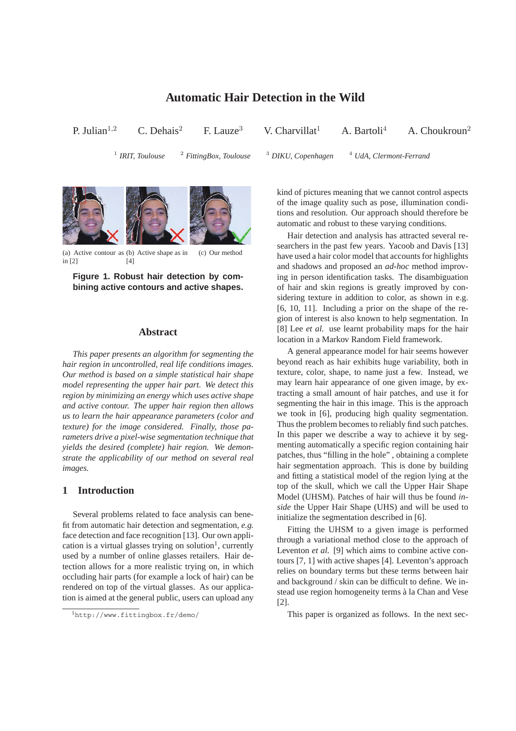# Automatic Hair Detection in the Wild

P. Julian[1,2] C. Dehais[2] F. Lauze[3] V. Charvillat[1] A. Bartoli[4] A. Choukroun[2]

[1] *IRIT, Toulouse* [2] *FittingBox, Toulouse* [3] *DIKU, Copenhagen* [4] *UdA, Clermont-Ferrand*

(a) Active contour as in [2] (b) Active shape as in [4] (c) Our method

**Figure 1. Robust hair detection by combining active contours and active shapes.**

## Abstract

*This paper presents an algorithm for segmenting the hair region in uncontrolled, real life conditions images. Our method is based on a simple statistical hair shape model representing the upper hair part. We detect this region by minimizing an energy which uses active shape and active contour. The upper hair region then allows us to learn the hair appearance parameters (color and texture) for the image considered. Finally, those parameters drive a pixel-wise segmentation technique that yields the desired (complete) hair region. We demonstrate the applicability of our method on several real images.*

## 1 Introduction

Several problems related to face analysis can benefit from automatic hair detection and segmentation, *e.g.* face detection and face recognition [13]. Our own application is a virtual glasses trying on solution[1], currently used by a number of online glasses retailers. Hair detection allows for a more realistic trying on, in which occluding hair parts (for example a lock of hair) can be rendered on top of the virtual glasses. As our application is aimed at the general public, users can upload any kind of pictures meaning that we cannot control aspects of the image quality such as pose, illumination conditions and resolution. Our approach should therefore be automatic and robust to these varying conditions.

Hair detection and analysis has attracted several researchers in the past few years. Yacoob and Davis [13] have used a hair color model that accounts for highlights and shadows and proposed an *ad-hoc* method improving in person identification tasks. The disambiguation of hair and skin regions is greatly improved by considering texture in addition to color, as shown in e.g. [6, 10, 11]. Including a prior on the shape of the region of interest is also known to help segmentation. In [8] Lee *et al.* use learnt probability maps for the hair location in a Markov Random Field framework.

A general appearance model for hair seems however beyond reach as hair exhibits huge variability, both in texture, color, shape, to name just a few. Instead, we may learn hair appearance of one given image, by extracting a small amount of hair patches, and use it for segmenting the hair in this image. This is the approach we took in [6], producing high quality segmentation. Thus the problem becomes to reliably find such patches. In this paper we describe a way to achieve it by segmenting automatically a specific region containing hair patches, thus "filling in the hole" , obtaining a complete hair segmentation approach. This is done by building and fitting a statistical model of the region lying at the top of the skull, which we call the Upper Hair Shape Model (UHSM). Patches of hair will thus be found *inside* the Upper Hair Shape (UHS) and will be used to initialize the segmentation described in [6].

Fitting the UHSM to a given image is performed through a variational method close to the approach of Leventon *et al.* [9] which aims to combine active contours [7, 1] with active shapes [4]. Leventon's approach relies on boundary terms but these terms between hair and background / skin can be difficult to define. We instead use region homogeneity terms à la Chan and Vese [2].

This paper is organized as follows. In the next sec-

[1] http://www.fittingbox.fr/demo/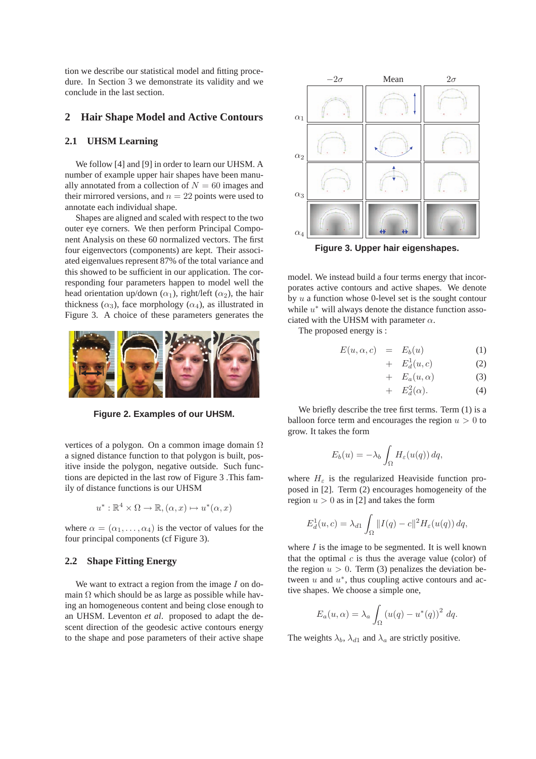tion we describe our statistical model and fitting procedure. In Section 3 we demonstrate its validity and we conclude in the last section.

## 2 Hair Shape Model and Active Contours

### 2.1 UHSM Learning

We follow [4] and [9] in order to learn our UHSM. A number of example upper hair shapes have been manually annotated from a collection of $N = 60$ images and their mirrored versions, and $n = 22$ points were used to annotate each individual shape.

Shapes are aligned and scaled with respect to the two outer eye corners. We then perform Principal Component Analysis on these 60 normalized vectors. The first four eigenvectors (components) are kept. Their associated eigenvalues represent 87% of the total variance and this showed to be sufficient in our application. The corresponding four parameters happen to model well the head orientation up/down ($\alpha_1$), right/left ($\alpha_2$), the hair thickness ($\alpha_3$), face morphology ($\alpha_4$), as illustrated in Figure 3. A choice of these parameters generates the vertices of a polygon. On a common image domain $\Omega$ a signed distance function to that polygon is built, positive inside the polygon, negative outside. Such functions are depicted in the last row of Figure 3 .This family of distance functions is our UHSM

$$u^* : \mathbb{R}^4 \times \Omega \to \mathbb{R}, (\alpha, x) \mapsto u^*(\alpha, x)$$

where $\alpha = (\alpha_1, \ldots, \alpha_4)$ is the vector of values for the four principal components (cf Figure 3).

**Figure 2. Examples of our UHSM.**

**Figure 3. Upper hair eigenshapes.**

### 2.2 Shape Fitting Energy

We want to extract a region from the image $I$ on domain $\Omega$ which should be as large as possible while having an homogeneous content and being close enough to an UHSM. Leventon *et al*. proposed to adapt the descent direction of the geodesic active contours energy to the shape and pose parameters of their active shape model. We instead build a four terms energy that incorporates active contours and active shapes. We denote by $u$ a function whose 0-level set is the sought contour while $u^*$ will always denote the distance function associated with the UHSM with parameter $\alpha$.

The proposed energy is :

$$\begin{aligned} E(u, \alpha, c) &= E_b(u) && (1) \\ &+ E_d^1(u, c) && (2) \\ &+ E_a(u, \alpha) && (3) \\ &+ E_d^2(\alpha). && (4) \end{aligned}$$

We briefly describe the tree first terms. Term (1) is a balloon force term and encourages the region $u > 0$ to grow. It takes the form

$$E_b(u) = -\lambda_b \int_\Omega H_\varepsilon(u(q))\, dq,$$

where $H_\varepsilon$ is the regularized Heaviside function proposed in [2]. Term (2) encourages homogeneity of the region $u > 0$ as in [2] and takes the form

$$E_d^1(u, c) = \lambda_{d1} \int_\Omega \|I(q) - c\|^2 H_\varepsilon(u(q))\, dq,$$

where $I$ is the image to be segmented. It is well known that the optimal $c$ is thus the average value (color) of the region $u > 0$. Term (3) penalizes the deviation between $u$ and $u^*$, thus coupling active contours and active shapes. We choose a simple one,

$$E_a(u, \alpha) = \lambda_a \int_\Omega (u(q) - u^*(q))^2\, dq.$$

The weights $\lambda_b$, $\lambda_{d1}$ and $\lambda_a$ are strictly positive.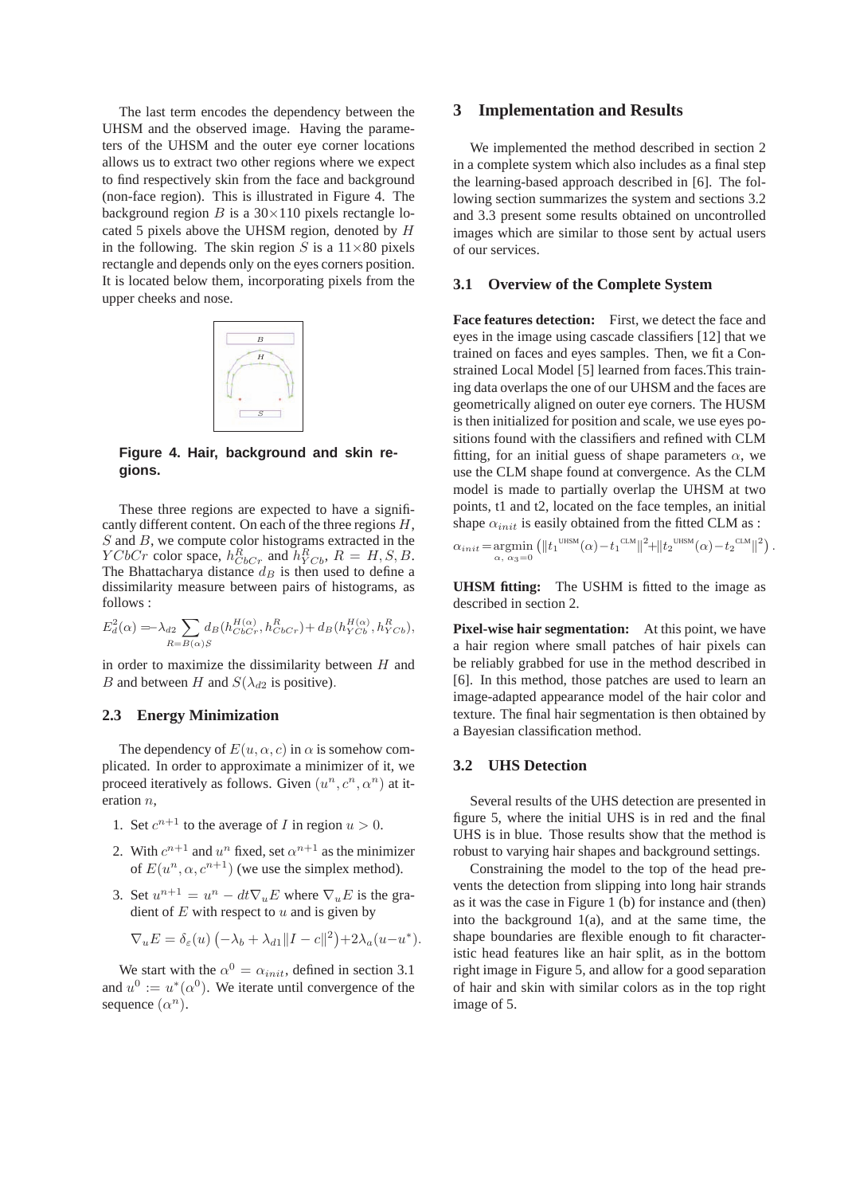The last term encodes the dependency between the UHSM and the observed image. Having the parameters of the UHSM and the outer eye corner locations allows us to extract two other regions where we expect to find respectively skin from the face and background (non-face region). This is illustrated in Figure 4. The background region $B$ is a 30×110 pixels rectangle located 5 pixels above the UHSM region, denoted by $H$ in the following. The skin region $S$ is a 11×80 pixels rectangle and depends only on the eyes corners position. It is located below them, incorporating pixels from the upper cheeks and nose.

**Figure 4. Hair, background and skin regions.**

These three regions are expected to have a significantly different content. On each of the three regions $H$, $S$ and $B$, we compute color histograms extracted in the $YCbCr$ color space, $h^R_{CbCr}$ and $h^R_{YCb}$, $R = H, S, B$. The Bhattacharya distance $d_B$ is then used to define a dissimilarity measure between pairs of histograms, as follows :

$$E_d^2(\alpha) = -\lambda_{d2} \sum_{R=B(\alpha)S} d_B(h^{H(\alpha)}_{CbCr}, h^R_{CbCr}) + d_B(h^{H(\alpha)}_{YCb}, h^R_{YCb}),$$

in order to maximize the dissimilarity between $H$ and $B$ and between $H$ and $S$($\lambda_{d2}$ is positive).

## 2.3 Energy Minimization

The dependency of $E(u, \alpha, c)$ in $\alpha$ is somehow complicated. In order to approximate a minimizer of it, we proceed iteratively as follows. Given $(u^n, c^n, \alpha^n)$ at iteration $n$,

1. Set $c^{n+1}$ to the average of $I$ in region $u > 0$.
2. With $c^{n+1}$ and $u^n$ fixed, set $\alpha^{n+1}$ as the minimizer of $E(u^n, \alpha, c^{n+1})$ (we use the simplex method).
3. Set $u^{n+1} = u^n - dt\nabla_u E$ where $\nabla_u E$ is the gradient of $E$ with respect to $u$ and is given by

$$\nabla_u E = \delta_\varepsilon(u) \left(-\lambda_b + \lambda_{d1}\|I - c\|^2\right) + 2\lambda_a(u - u^*).$$

We start with the $\alpha^0 = \alpha_{init}$, defined in section 3.1 and $u^0 := u^*(\alpha^0)$. We iterate until convergence of the sequence $(\alpha^n)$.

# 3 Implementation and Results

We implemented the method described in section 2 in a complete system which also includes as a final step the learning-based approach described in [6]. The following section summarizes the system and sections 3.2 and 3.3 present some results obtained on uncontrolled images which are similar to those sent by actual users of our services.

## 3.1 Overview of the Complete System

**Face features detection:** First, we detect the face and eyes in the image using cascade classifiers [12] that we trained on faces and eyes samples. Then, we fit a Constrained Local Model [5] learned from faces.This training data overlaps the one of our UHSM and the faces are geometrically aligned on outer eye corners. The HUSM is then initialized for position and scale, we use eyes positions found with the classifiers and refined with CLM fitting, for an initial guess of shape parameters $\alpha$, we use the CLM shape found at convergence. As the CLM model is made to partially overlap the UHSM at two points, t1 and t2, located on the face temples, an initial shape $\alpha_{init}$ is easily obtained from the fitted CLM as :

$$\alpha_{init} = \underset{\alpha,\ \alpha_3=0}{\operatorname{argmin}} \left(\|t_1{}^{\text{UHSM}}(\alpha) - t_1{}^{\text{CLM}}\|^2 + \|t_2{}^{\text{UHSM}}(\alpha) - t_2{}^{\text{CLM}}\|^2\right).$$

**UHSM fitting:** The USHM is fitted to the image as described in section 2.

**Pixel-wise hair segmentation:** At this point, we have a hair region where small patches of hair pixels can be reliably grabbed for use in the method described in [6]. In this method, those patches are used to learn an image-adapted appearance model of the hair color and texture. The final hair segmentation is then obtained by a Bayesian classification method.

## 3.2 UHS Detection

Several results of the UHS detection are presented in figure 5, where the initial UHS is in red and the final UHS is in blue. Those results show that the method is robust to varying hair shapes and background settings.

Constraining the model to the top of the head prevents the detection from slipping into long hair strands as it was the case in Figure 1 (b) for instance and (then) into the background 1(a), and at the same time, the shape boundaries are flexible enough to fit characteristic head features like an hair split, as in the bottom right image in Figure 5, and allow for a good separation of hair and skin with similar colors as in the top right image of 5.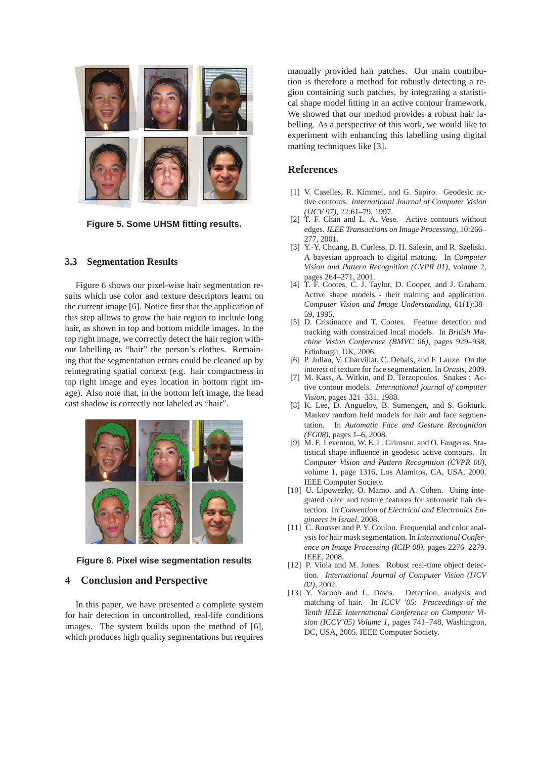Figure 5. Some UHSM fitting results.

### 3.3 Segmentation Results

Figure 6 shows our pixel-wise hair segmentation results which use color and texture descriptors learnt on the current image [6]. Notice first that the application of this step allows to grow the hair region to include long hair, as shown in top and bottom middle images. In the top right image, we correctly detect the hair region without labelling as "hair" the person's clothes. Remaining that the segmentation errors could be cleaned up by reintegrating spatial context (e.g. hair compactness in top right image and eyes location in bottom right image). Also note that, in the bottom left image, the head cast shadow is correctly not labeled as "hair".

Figure 6. Pixel wise segmentation results

## 4 Conclusion and Perspective

In this paper, we have presented a complete system for hair detection in uncontrolled, real-life conditions images. The system builds upon the method of [6], which produces high quality segmentations but requires manually provided hair patches. Our main contribution is therefore a method for robustly detecting a region containing such patches, by integrating a statistical shape model fitting in an active contour framework. We showed that our method provides a robust hair labelling. As a perspective of this work, we would like to experiment with enhancing this labelling using digital matting techniques like [3].

## References

[1] V. Caselles, R. Kimmel, and G. Sapiro. Geodesic active contours. *International Journal of Computer Vision (IJCV 97)*, 22:61–79, 1997.

[2] T. F. Chan and L. A. Vese. Active contours without edges. *IEEE Transactions on Image Processing*, 10:266–277, 2001.

[3] Y.-Y. Chuang, B. Curless, D. H. Salesin, and R. Szeliski. A bayesian approach to digital matting. In *Computer Vision and Pattern Recognition (CVPR 01)*, volume 2, pages 264–271, 2001.

[4] T. F. Cootes, C. J. Taylor, D. Cooper, and J. Graham. Active shape models - their training and application. *Computer Vision and Image Understanding*, 61(1):38–59, 1995.

[5] D. Cristinacce and T. Cootes. Feature detection and tracking with constrained local models. In *British Machine Vision Conference (BMVC 06)*, pages 929–938, Edinburgh, UK, 2006.

[6] P. Julian, V. Charvillat, C. Dehais, and F. Lauze. On the interest of texture for face segmentation. In *Orasis*, 2009.

[7] M. Kass, A. Witkin, and D. Terzopoulos. Snakes : Active contour models. *International journal of computer Vision*, pages 321–331, 1988.

[8] K. Lee, D. Anguelov, B. Sumengen, and S. Gokturk. Markov random field models for hair and face segmentation. In *Automatic Face and Gesture Recognition (FG08)*, pages 1–6, 2008.

[9] M. E. Leventon, W. E. L. Grimson, and O. Faugeras. Statistical shape influence in geodesic active contours. In *Computer Vision and Pattern Recognition (CVPR 00)*, volume 1, page 1316, Los Alamitos, CA, USA, 2000. IEEE Computer Society.

[10] U. Lipowezky, O. Mamo, and A. Cohen. Using integrated color and texture features for automatic hair detection. In *Convention of Electrical and Electronics Engineers in Israel*, 2008.

[11] C. Rousset and P. Y. Coulon. Frequential and color analysis for hair mask segmentation. In *International Conference on Image Processing (ICIP 08)*, pages 2276–2279. IEEE, 2008.

[12] P. Viola and M. Jones. Robust real-time object detection. *International Journal of Computer Vision (IJCV 02)*, 2002.

[13] Y. Yacoob and L. Davis. Detection, analysis and matching of hair. In *ICCV '05: Proceedings of the Tenth IEEE International Conference on Computer Vision (ICCV'05) Volume 1*, pages 741–748, Washington, DC, USA, 2005. IEEE Computer Society.